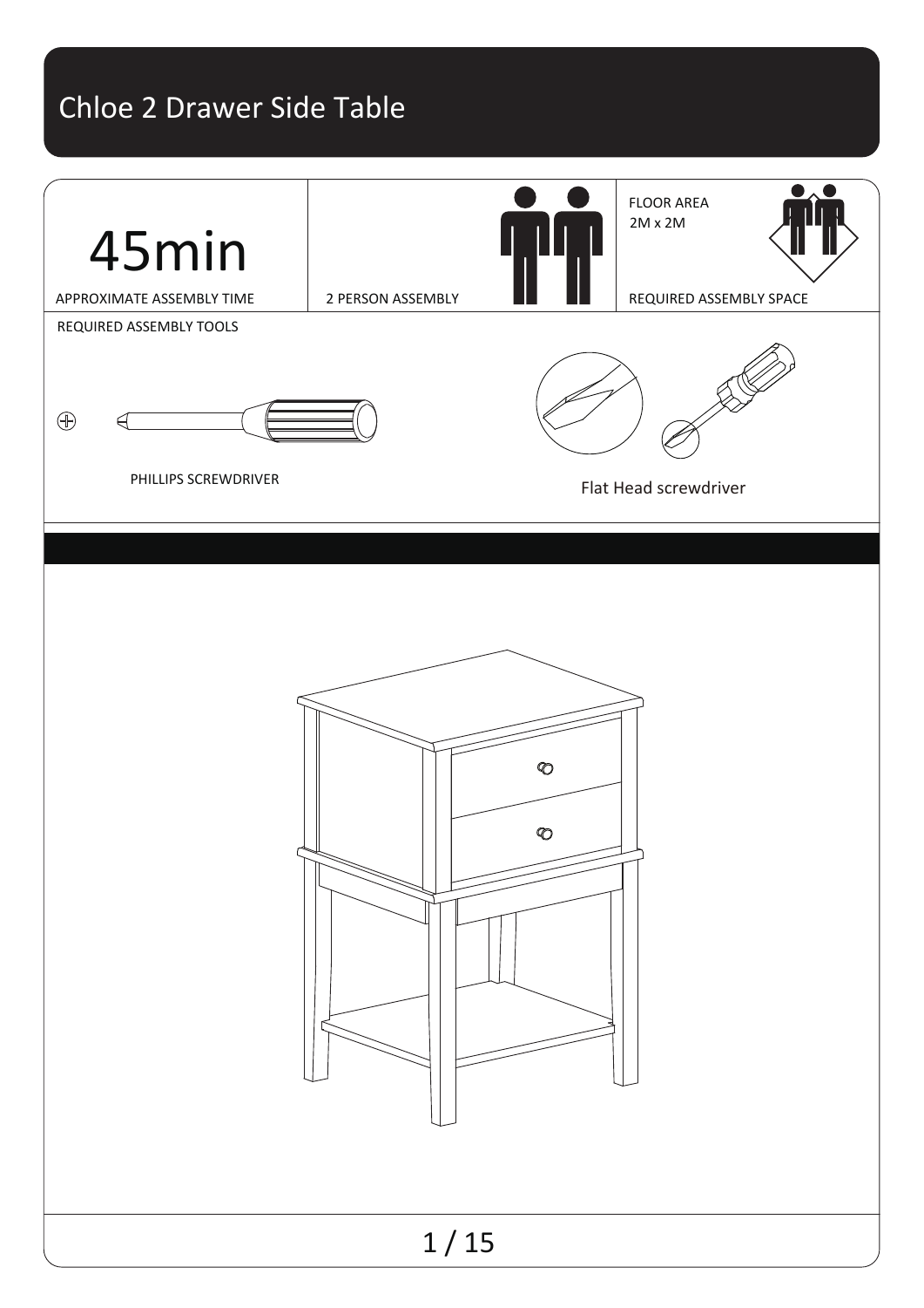# Chloe 2 Drawer Side Table

45min

APPROXIMATE ASSEMBLY TIME

2 PERSON ASSEMBLY

FLOOR AREA
2M x 2M

REQUIRED ASSEMBLY SPACE

REQUIRED ASSEMBLY TOOLS

PHILLIPS SCREWDRIVER

Flat Head screwdriver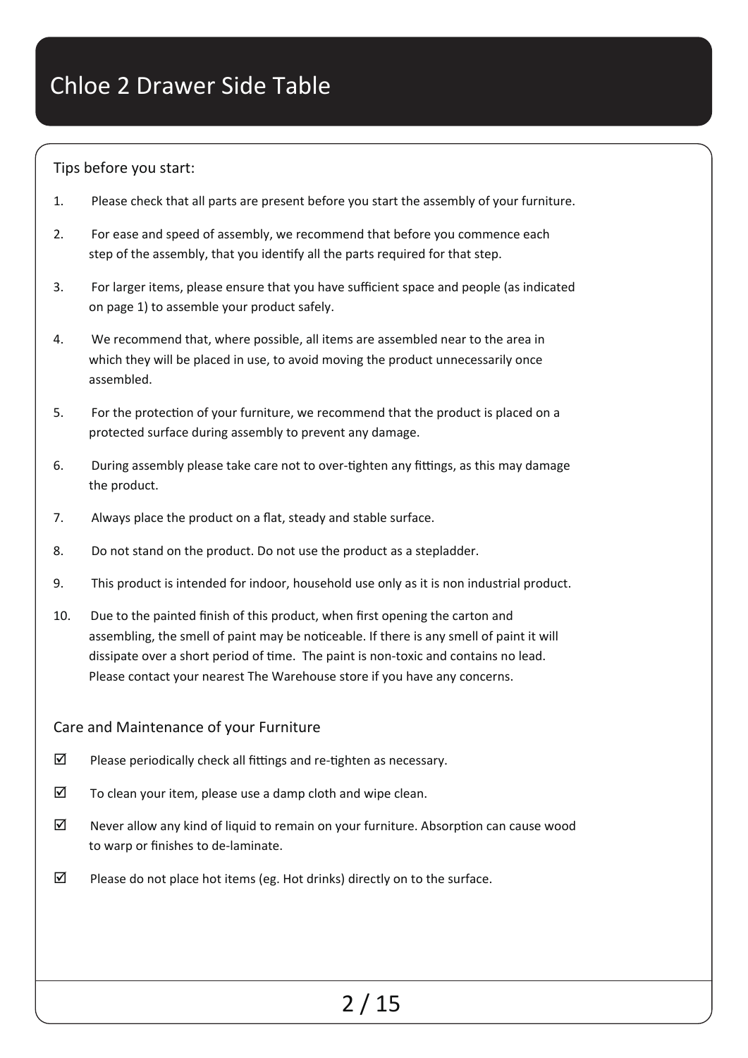# Chloe 2 Drawer Side Table

## Tips before you start:

1. Please check that all parts are present before you start the assembly of your furniture.
2. For ease and speed of assembly, we recommend that before you commence each step of the assembly, that you identify all the parts required for that step.
3. For larger items, please ensure that you have sufficient space and people (as indicated on page 1) to assemble your product safely.
4. We recommend that, where possible, all items are assembled near to the area in which they will be placed in use, to avoid moving the product unnecessarily once assembled.
5. For the protection of your furniture, we recommend that the product is placed on a protected surface during assembly to prevent any damage.
6. During assembly please take care not to over-tighten any fittings, as this may damage the product.
7. Always place the product on a flat, steady and stable surface.
8. Do not stand on the product. Do not use the product as a stepladder.
9. This product is intended for indoor, household use only as it is non industrial product.
10. Due to the painted finish of this product, when first opening the carton and assembling, the smell of paint may be noticeable. If there is any smell of paint it will dissipate over a short period of time. The paint is non-toxic and contains no lead. Please contact your nearest The Warehouse store if you have any concerns.

## Care and Maintenance of your Furniture

- ☑ Please periodically check all fittings and re-tighten as necessary.
- ☑ To clean your item, please use a damp cloth and wipe clean.
- ☑ Never allow any kind of liquid to remain on your furniture. Absorption can cause wood to warp or finishes to de-laminate.
- ☑ Please do not place hot items (eg. Hot drinks) directly on to the surface.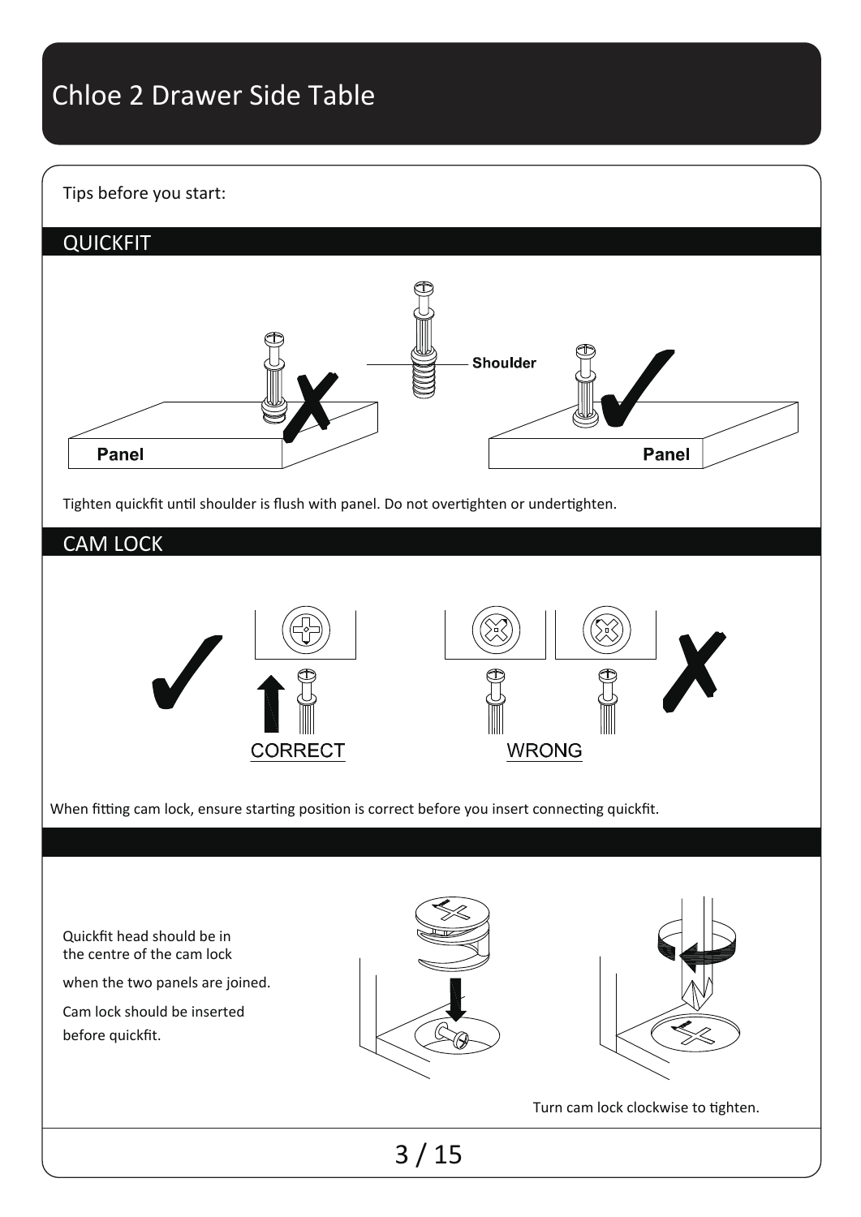# Chloe 2 Drawer Side Table

Tips before you start:

## QUICKFIT

Shoulder

Panel

Panel

Tighten quickfit until shoulder is flush with panel. Do not overtighten or undertighten.

## CAM LOCK

CORRECT

WRONG

When fitting cam lock, ensure starting position is correct before you insert connecting quickfit.

Quickfit head should be in the centre of the cam lock

when the two panels are joined.

Cam lock should be inserted before quickfit.

Turn cam lock clockwise to tighten.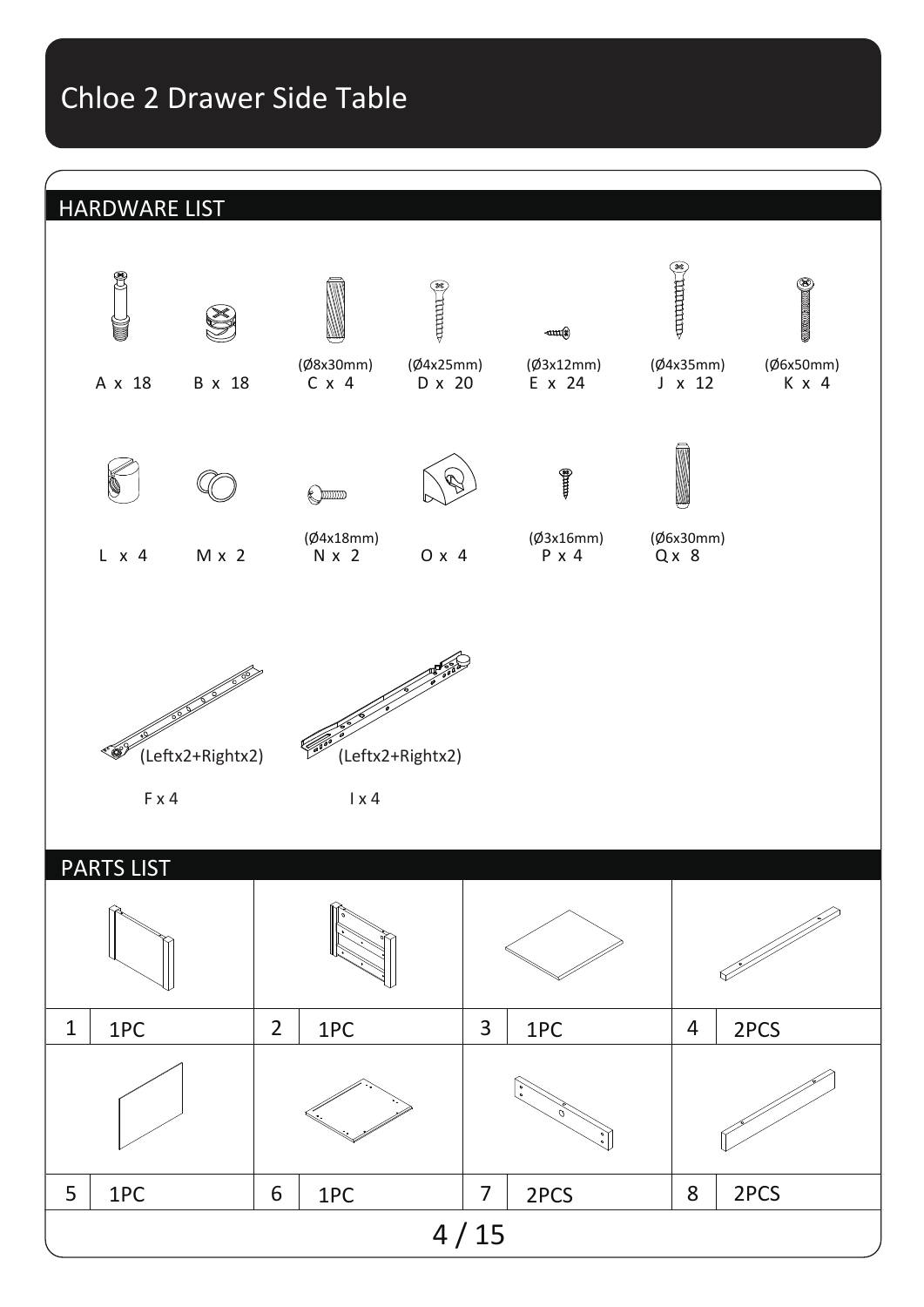# Chloe 2 Drawer Side Table

## HARDWARE LIST

A x 18

B x 18

(Ø8x30mm)
C x 4

(Ø4x25mm)
D x 20

(Ø3x12mm)
E x 24

(Ø4x35mm)
J x 12

(Ø6x50mm)
K x 4

L x 4

M x 2

(Ø4x18mm)
N x 2

O x 4

(Ø3x16mm)
P x 4

(Ø6x30mm)
Q x 8

(Leftx2+Rightx2)
F x 4

(Leftx2+Rightx2)
I x 4

## PARTS LIST

| | | | | | | | |
|---|---|---|---|---|---|---|---|
| 1 | 1PC | 2 | 1PC | 3 | 1PC | 4 | 2PCS |
| 5 | 1PC | 6 | 1PC | 7 | 2PCS | 8 | 2PCS |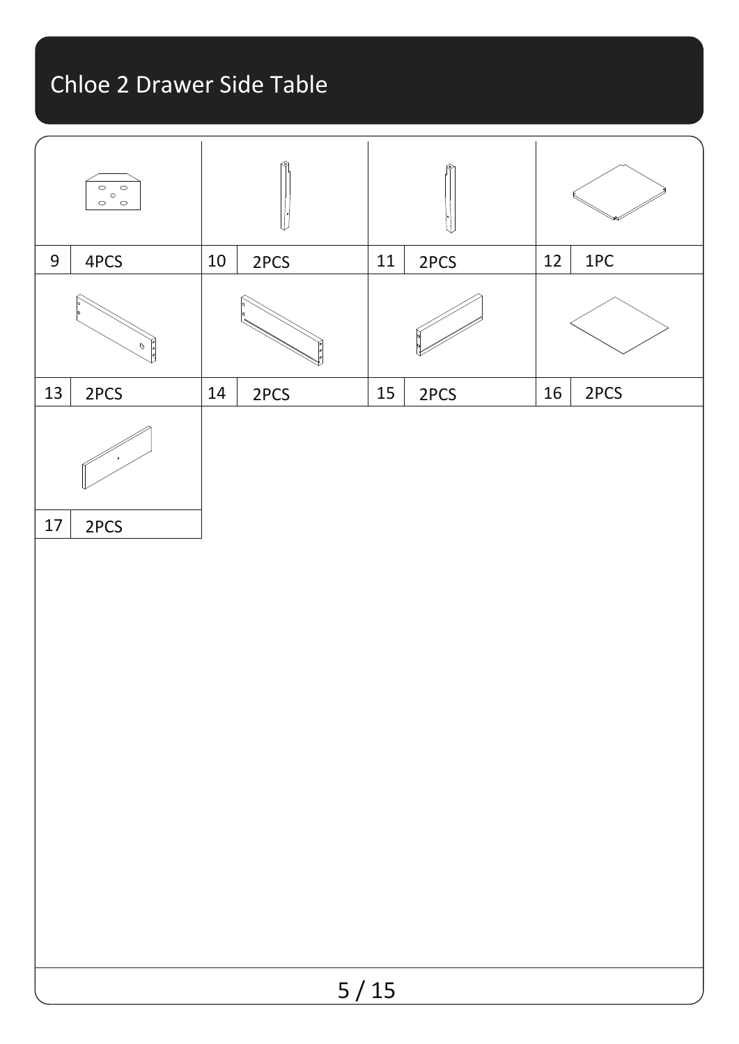# Chloe 2 Drawer Side Table

| 9 | 4PCS | 10 | 2PCS | 11 | 2PCS | 12 | 1PC |
|---|---|---|---|---|---|---|---|
| 13 | 2PCS | 14 | 2PCS | 15 | 2PCS | 16 | 2PCS |
| 17 | 2PCS | | | | | | |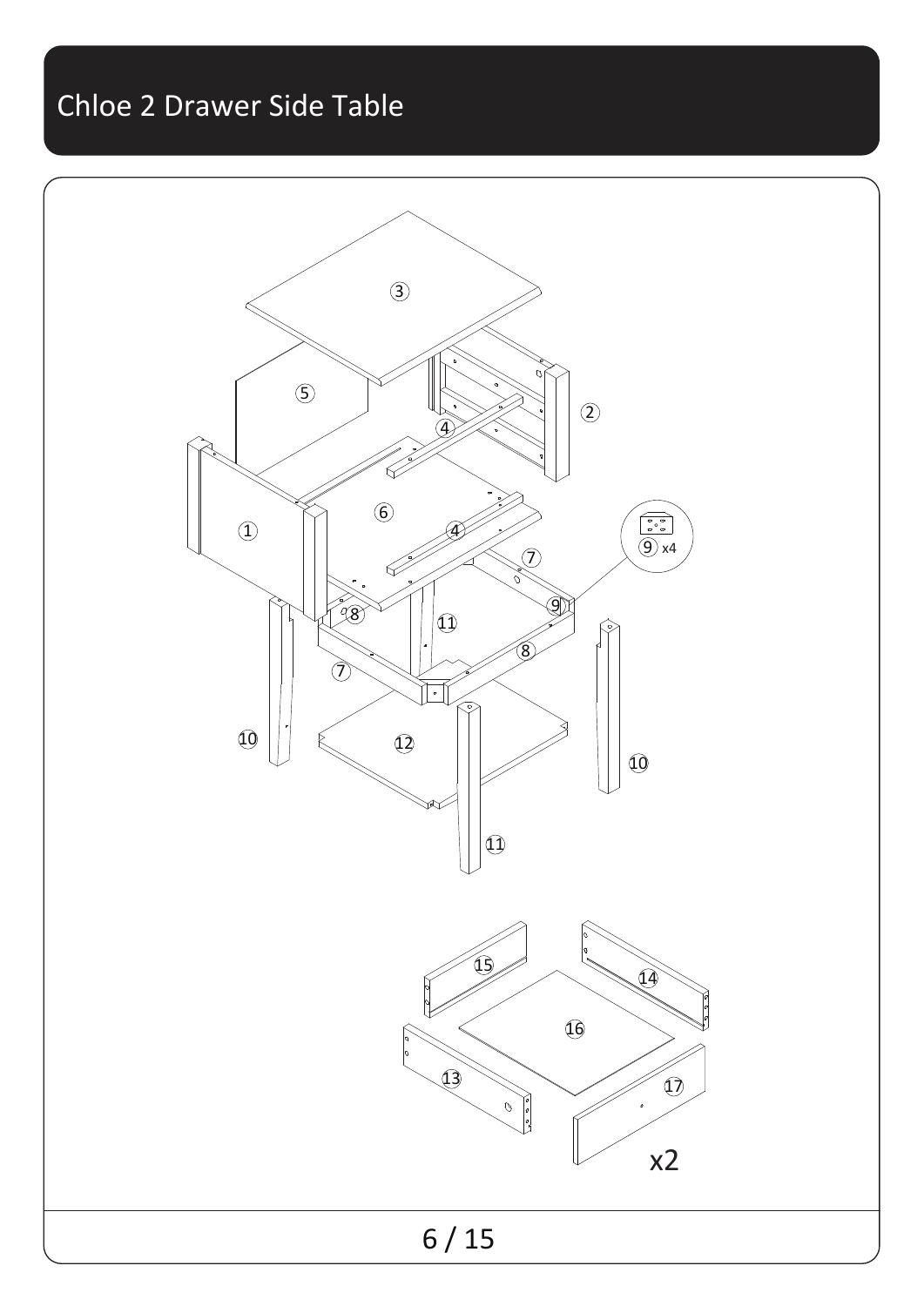# Chloe 2 Drawer Side Table

9 x4

x2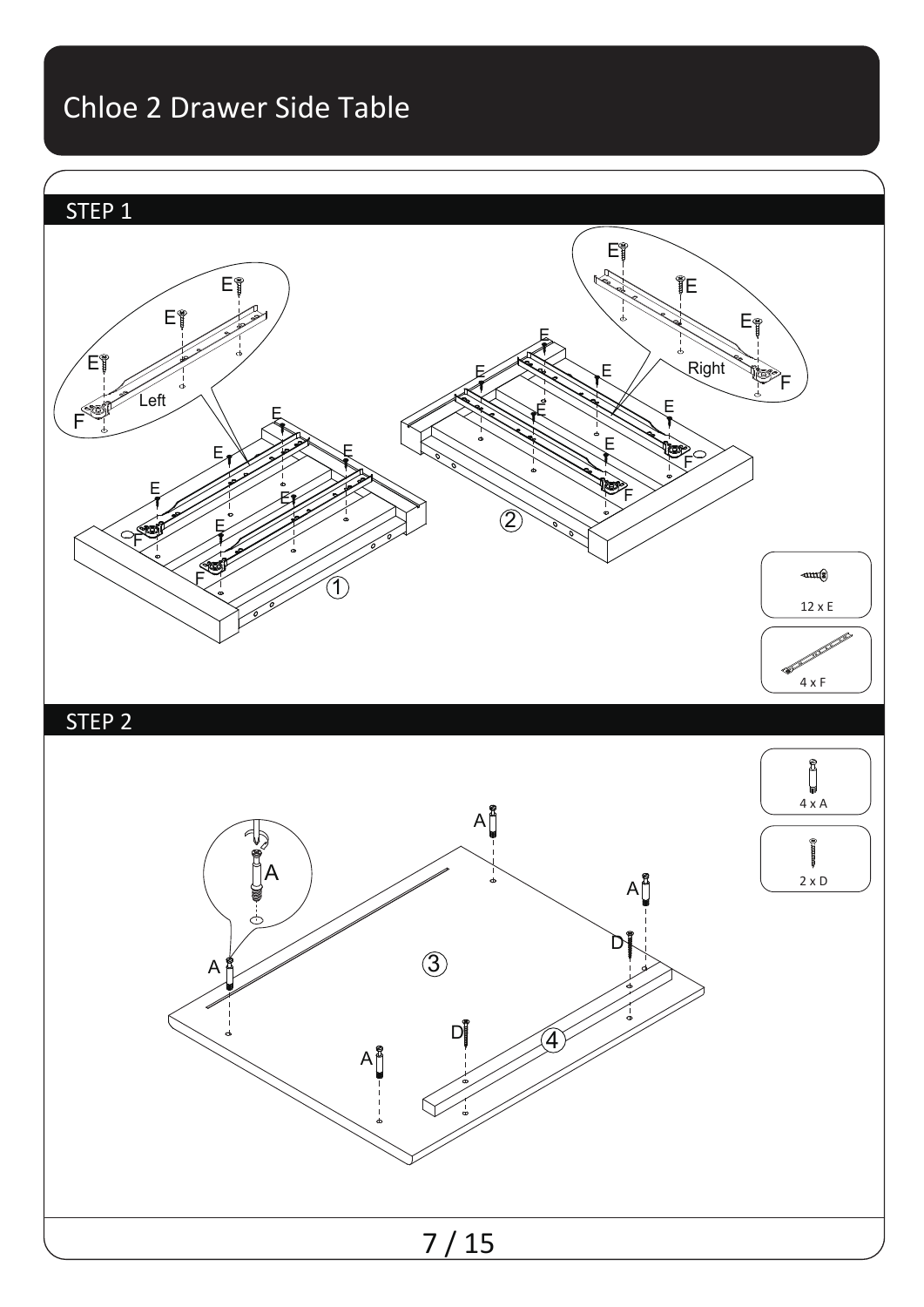# Chloe 2 Drawer Side Table

## STEP 1

E

E

E

F

Left

E

E

E

E

E

E

F

F

①

E

E

E

F

Right

E

E

E

E

E

E

F

F

②

12 x E

4 x F

## STEP 2

A

A

A

A

D

③

D

④

A

4 x A

2 x D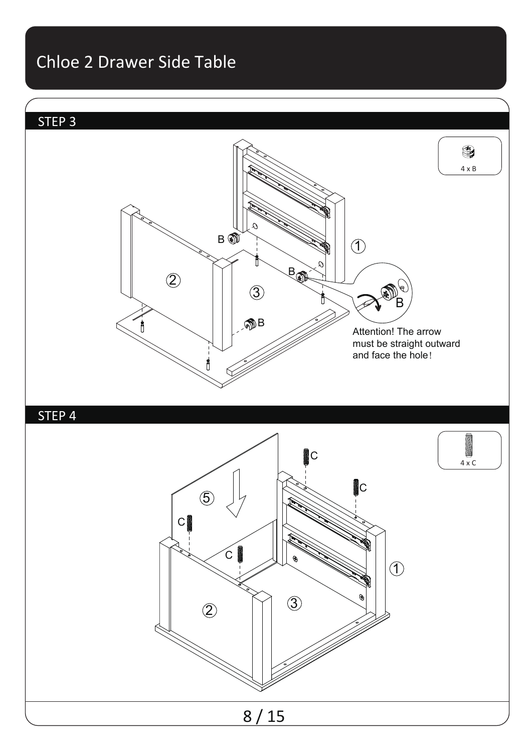# Chloe 2 Drawer Side Table

## STEP 3

4 x B

Attention! The arrow must be straight outward and face the hole!

## STEP 4

4 x C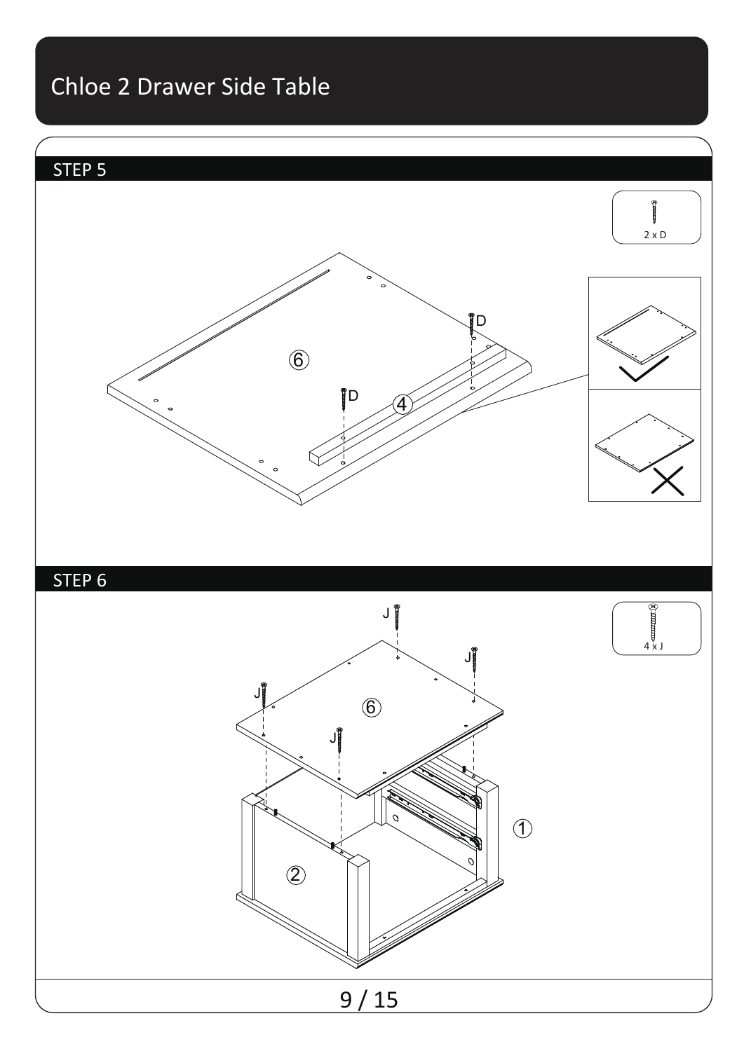# Chloe 2 Drawer Side Table

## STEP 5

2 x D

D

D

⑥

④

## STEP 6

4 x J

J

J

J

J

⑥

①

②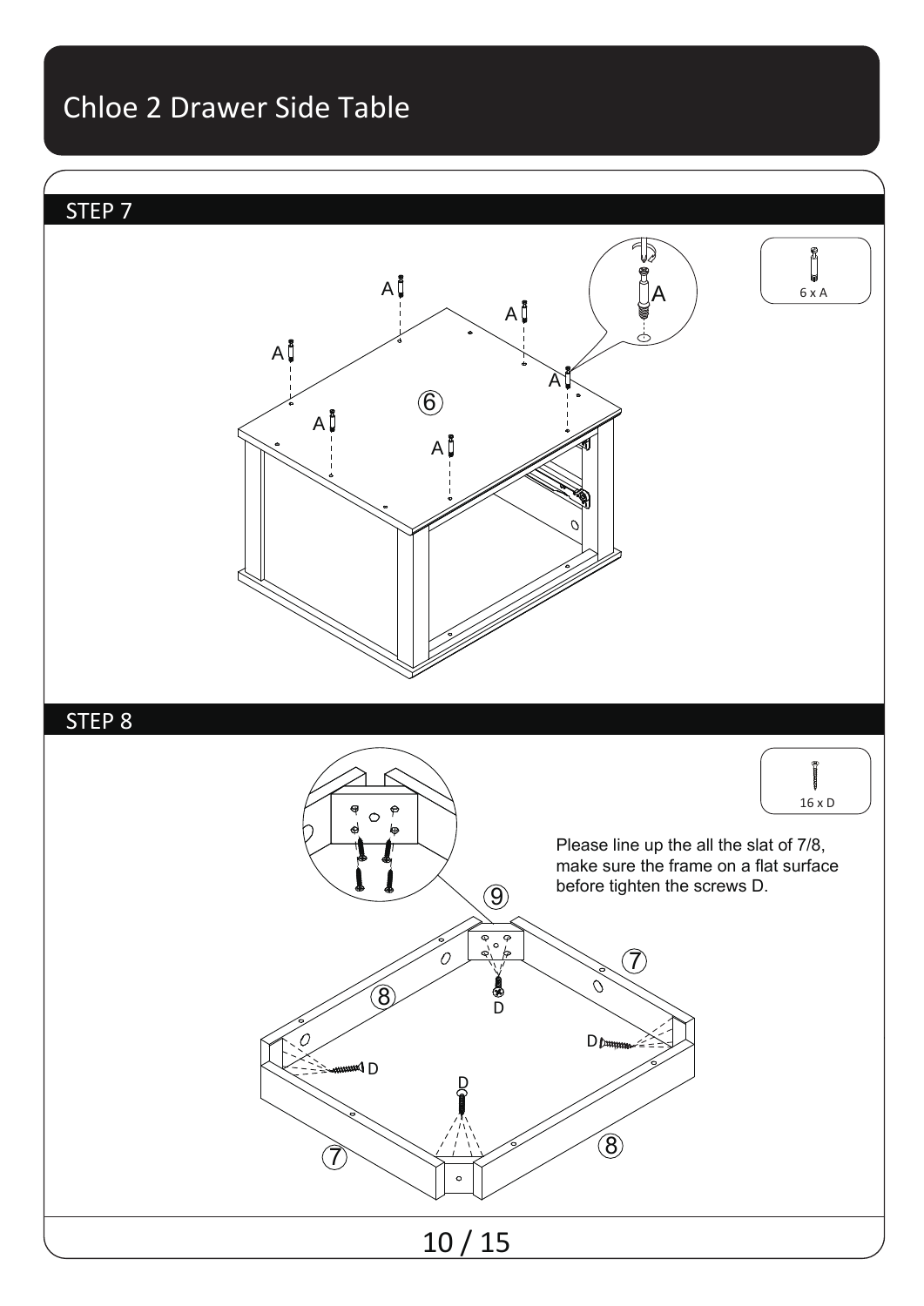# Chloe 2 Drawer Side Table

## STEP 7

6 x A

## STEP 8

16 x D

Please line up the all the slat of 7/8, make sure the frame on a flat surface before tighten the screws D.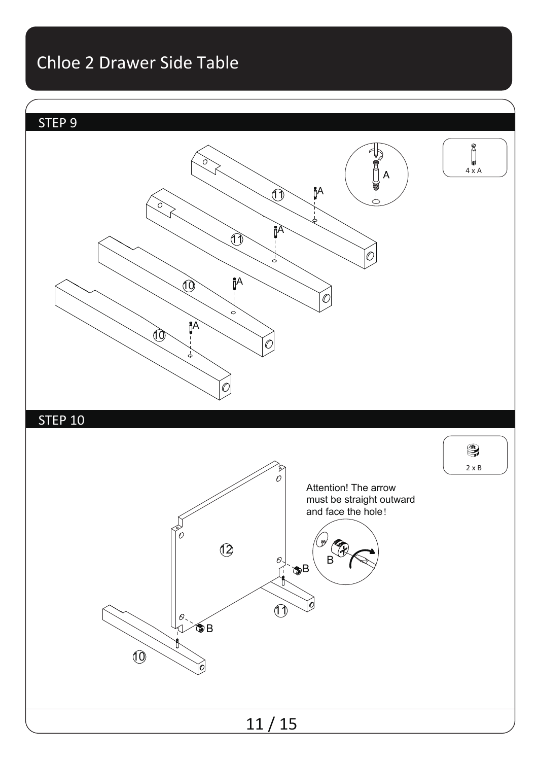# Chloe 2 Drawer Side Table

## STEP 9

4 x A

A

## STEP 10

2 x B

Attention! The arrow must be straight outward and face the hole!

B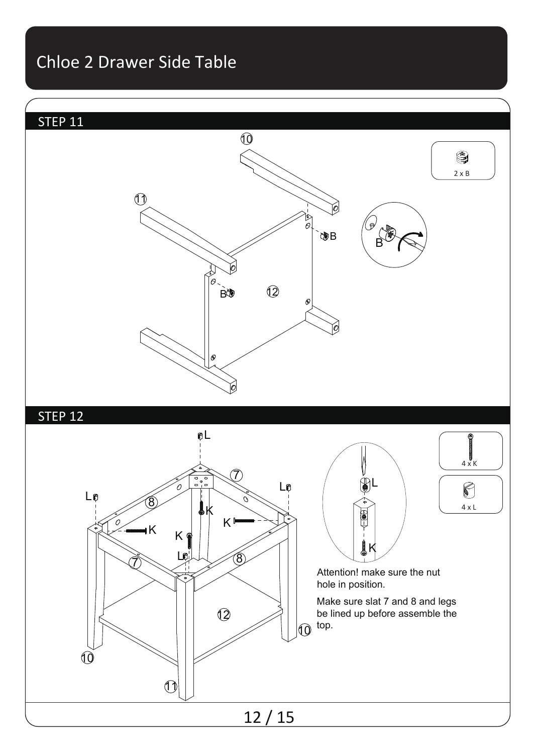# Chloe 2 Drawer Side Table

## STEP 11

2 x B

## STEP 12

4 x K

4 x L

Attention! make sure the nut hole in position.

Make sure slat 7 and 8 and legs be lined up before assemble the top.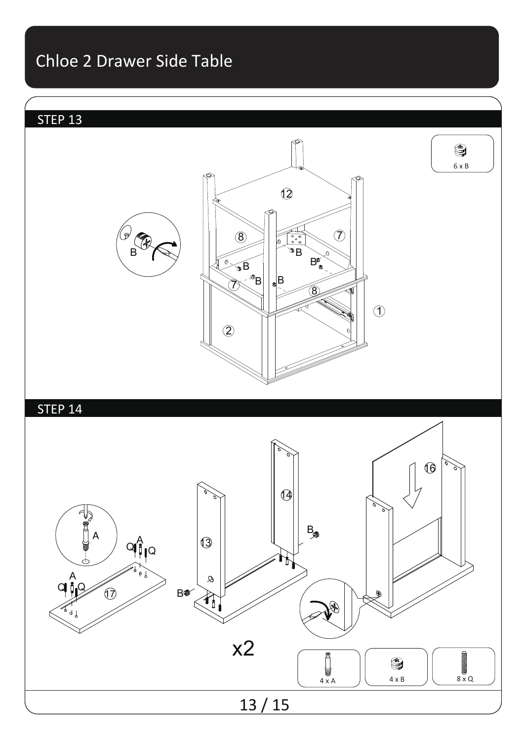# Chloe 2 Drawer Side Table

## STEP 13

6 x B

## STEP 14

x2

4 x A

4 x B

8 x Q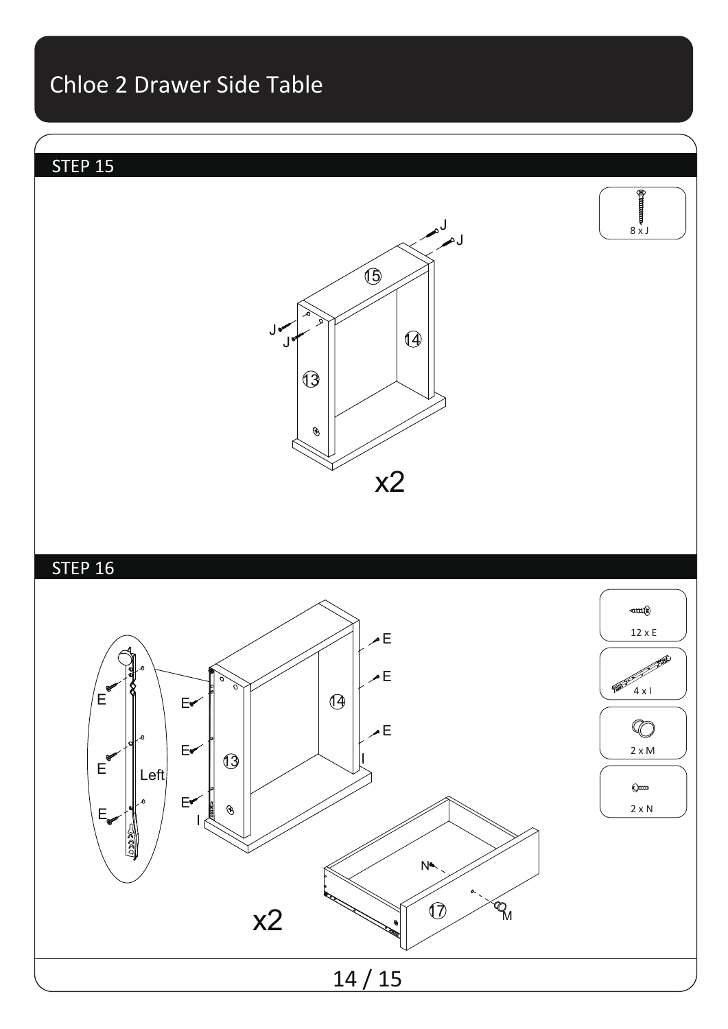# Chloe 2 Drawer Side Table

## STEP 15

J J J J

15

14

13

x2

8 x J

## STEP 16

E E E E E E E E E

Left

I I

14

13

17

N

M

x2

12 x E

4 x I

2 x M

2 x N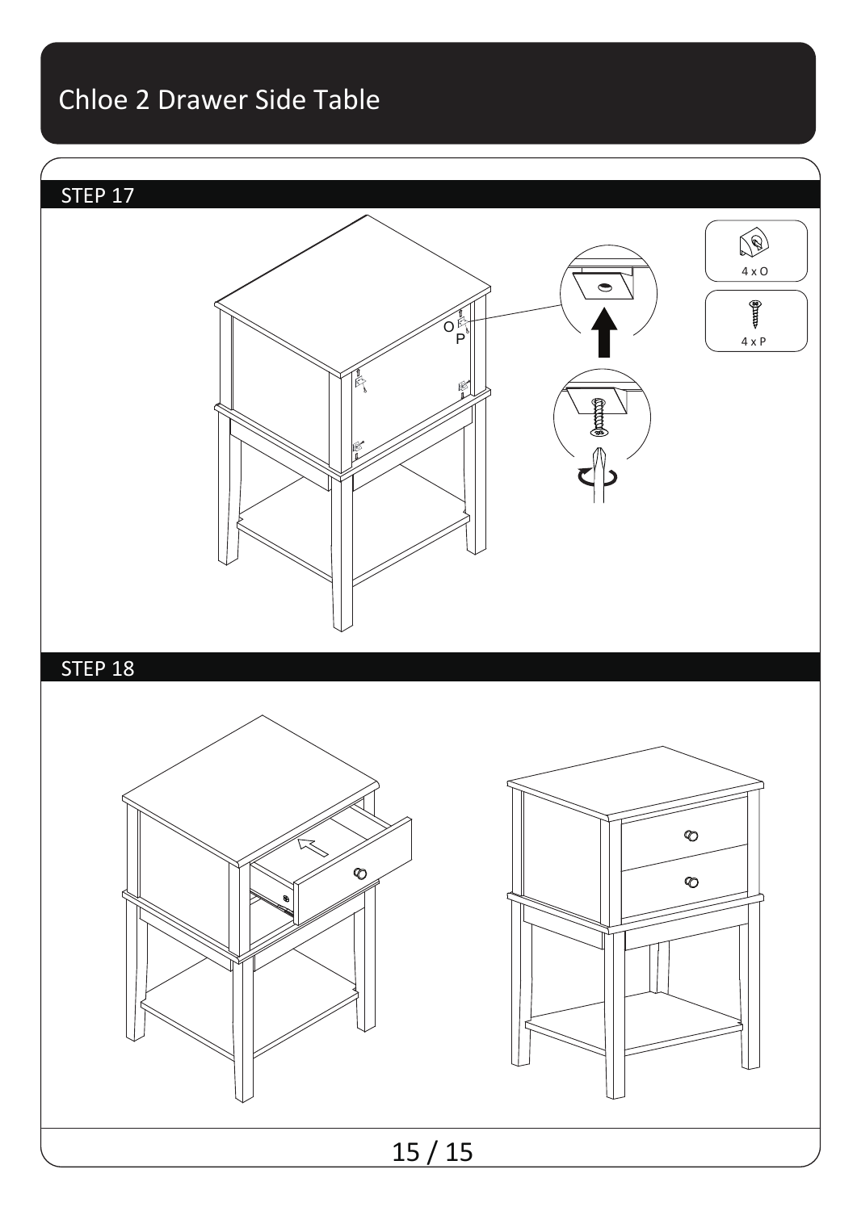# Chloe 2 Drawer Side Table

## STEP 17

O
P

4 x O

4 x P

## STEP 18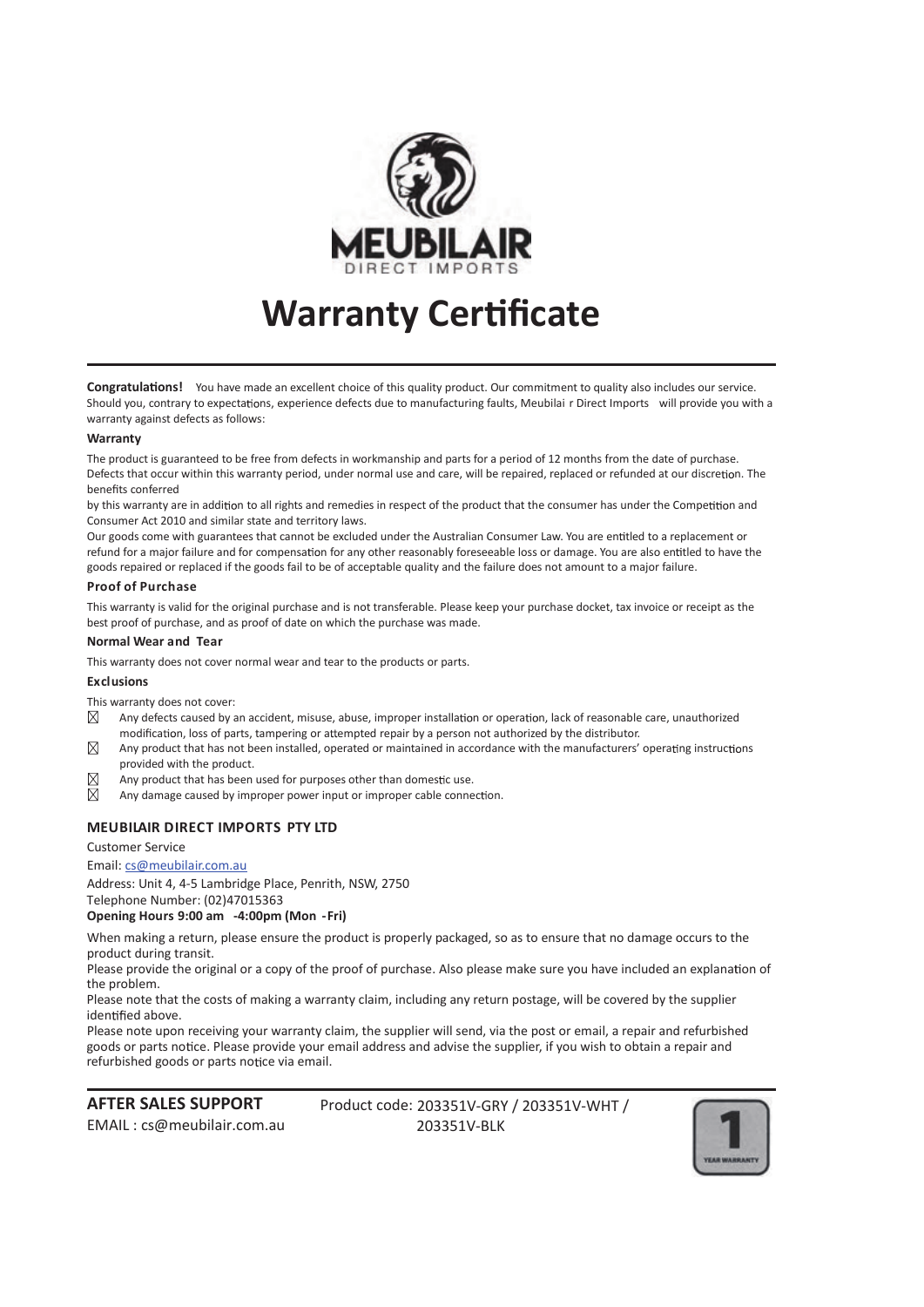MEUBILAIR
DIRECT IMPORTS

# Warranty Certificate

**Congratulations!** You have made an excellent choice of this quality product. Our commitment to quality also includes our service. Should you, contrary to expectations, experience defects due to manufacturing faults, Meubilai r Direct Imports will provide you with a warranty against defects as follows:

### Warranty

The product is guaranteed to be free from defects in workmanship and parts for a period of 12 months from the date of purchase. Defects that occur within this warranty period, under normal use and care, will be repaired, replaced or refunded at our discretion. The benefits conferred
by this warranty are in addition to all rights and remedies in respect of the product that the consumer has under the Competition and Consumer Act 2010 and similar state and territory laws.
Our goods come with guarantees that cannot be excluded under the Australian Consumer Law. You are entitled to a replacement or refund for a major failure and for compensation for any other reasonably foreseeable loss or damage. You are also entitled to have the goods repaired or replaced if the goods fail to be of acceptable quality and the failure does not amount to a major failure.

### Proof of Purchase

This warranty is valid for the original purchase and is not transferable. Please keep your purchase docket, tax invoice or receipt as the best proof of purchase, and as proof of date on which the purchase was made.

### Normal Wear and Tear

This warranty does not cover normal wear and tear to the products or parts.

### Exclusions

This warranty does not cover:

- Any defects caused by an accident, misuse, abuse, improper installation or operation, lack of reasonable care, unauthorized modification, loss of parts, tampering or attempted repair by a person not authorized by the distributor.
- Any product that has not been installed, operated or maintained in accordance with the manufacturers' operating instructions provided with the product.
- Any product that has been used for purposes other than domestic use.
- Any damage caused by improper power input or improper cable connection.

### MEUBILAIR DIRECT IMPORTS PTY LTD

Customer Service
Email: cs@meubilair.com.au
Address: Unit 4, 4-5 Lambridge Place, Penrith, NSW, 2750
Telephone Number: (02)47015363
**Opening Hours 9:00 am -4:00pm (Mon -Fri)**

When making a return, please ensure the product is properly packaged, so as to ensure that no damage occurs to the product during transit.
Please provide the original or a copy of the proof of purchase. Also please make sure you have included an explanation of the problem.
Please note that the costs of making a warranty claim, including any return postage, will be covered by the supplier identified above.
Please note upon receiving your warranty claim, the supplier will send, via the post or email, a repair and refurbished goods or parts notice. Please provide your email address and advise the supplier, if you wish to obtain a repair and refurbished goods or parts notice via email.

**AFTER SALES SUPPORT**
EMAIL : cs@meubilair.com.au

Product code: 203351V-GRY / 203351V-WHT / 203351V-BLK

1 YEAR WARRANTY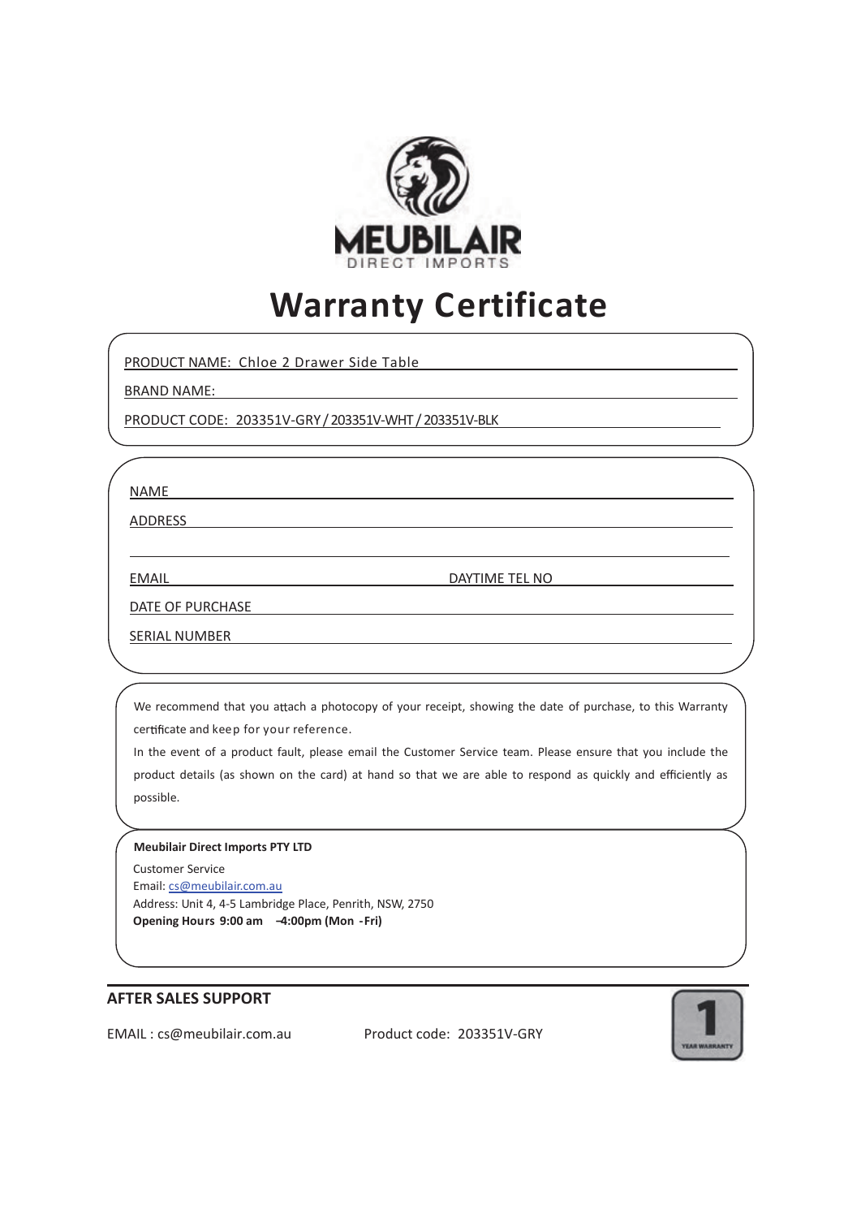MEUBILAIR
DIRECT IMPORTS

# Warranty Certificate

PRODUCT NAME: Chloe 2 Drawer Side Table

BRAND NAME:

PRODUCT CODE: 203351V-GRY / 203351V-WHT / 203351V-BLK

NAME

ADDRESS

EMAIL DAYTIME TEL NO

DATE OF PURCHASE

SERIAL NUMBER

We recommend that you attach a photocopy of your receipt, showing the date of purchase, to this Warranty certificate and keep for your reference.

In the event of a product fault, please email the Customer Service team. Please ensure that you include the product details (as shown on the card) at hand so that we are able to respond as quickly and efficiently as possible.

**Meubilair Direct Imports PTY LTD**

Customer Service
Email: cs@meubilair.com.au
Address: Unit 4, 4-5 Lambridge Place, Penrith, NSW, 2750
**Opening Hours 9:00 am –4:00pm (Mon -Fri)**

## AFTER SALES SUPPORT

EMAIL : cs@meubilair.com.au Product code: 203351V-GRY

1 YEAR WARRANTY